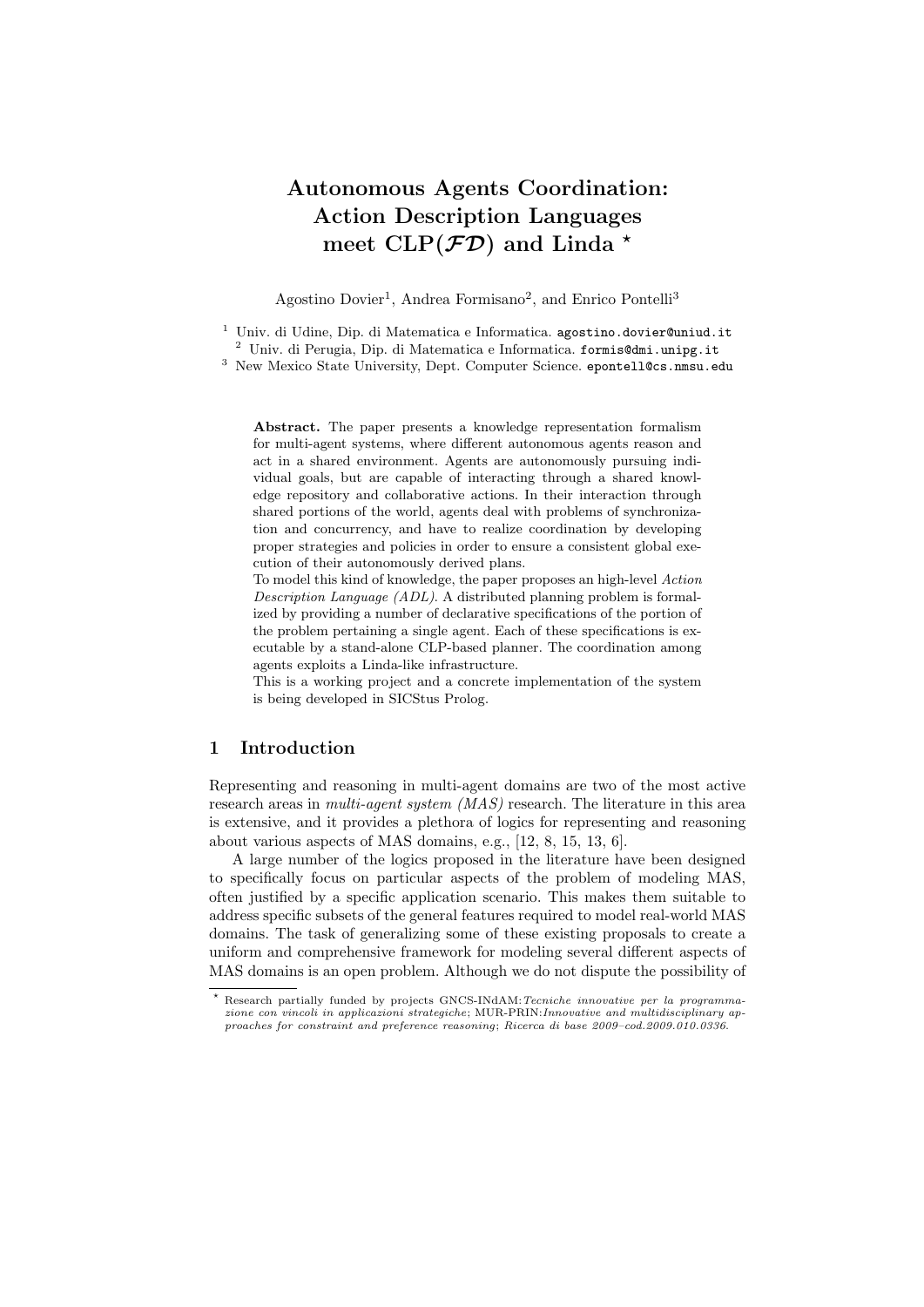# Autonomous Agents Coordination: Action Description Languages meet CLP($\mathcal{FD}$) and Linda *

Agostino Dovier[1], Andrea Formisano[2], and Enrico Pontelli[3]

[1] Univ. di Udine, Dip. di Matematica e Informatica. agostino.dovier@uniud.it
[2] Univ. di Perugia, Dip. di Matematica e Informatica. formis@dmi.unipg.it
[3] New Mexico State University, Dept. Computer Science. epontell@cs.nmsu.edu

**Abstract.** The paper presents a knowledge representation formalism for multi-agent systems, where different autonomous agents reason and act in a shared environment. Agents are autonomously pursuing individual goals, but are capable of interacting through a shared knowledge repository and collaborative actions. In their interaction through shared portions of the world, agents deal with problems of synchronization and concurrency, and have to realize coordination by developing proper strategies and policies in order to ensure a consistent global execution of their autonomously derived plans.

To model this kind of knowledge, the paper proposes an high-level *Action Description Language (ADL)*. A distributed planning problem is formalized by providing a number of declarative specifications of the portion of the problem pertaining a single agent. Each of these specifications is executable by a stand-alone CLP-based planner. The coordination among agents exploits a Linda-like infrastructure.

This is a working project and a concrete implementation of the system is being developed in SICStus Prolog.

## 1 Introduction

Representing and reasoning in multi-agent domains are two of the most active research areas in *multi-agent system (MAS)* research. The literature in this area is extensive, and it provides a plethora of logics for representing and reasoning about various aspects of MAS domains, e.g., [12, 8, 15, 13, 6].

A large number of the logics proposed in the literature have been designed to specifically focus on particular aspects of the problem of modeling MAS, often justified by a specific application scenario. This makes them suitable to address specific subsets of the general features required to model real-world MAS domains. The task of generalizing some of these existing proposals to create a uniform and comprehensive framework for modeling several different aspects of MAS domains is an open problem. Although we do not dispute the possibility of

* Research partially funded by projects GNCS-INdAM:*Tecniche innovative per la programmazione con vincoli in applicazioni strategiche*; MUR-PRIN:*Innovative and multidisciplinary approaches for constraint and preference reasoning*; *Ricerca di base 2009–cod.2009.010.0336.*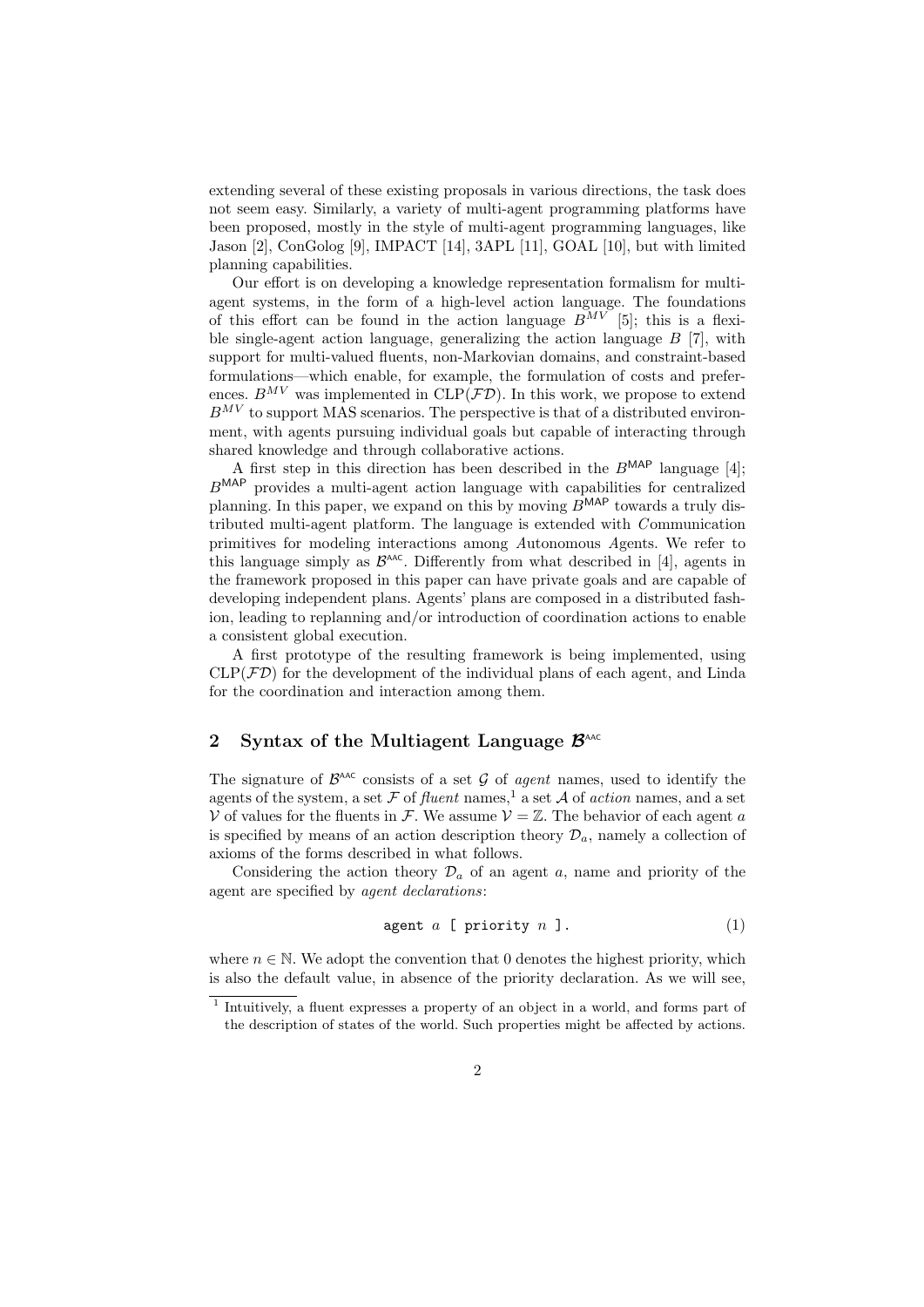extending several of these existing proposals in various directions, the task does not seem easy. Similarly, a variety of multi-agent programming platforms have been proposed, mostly in the style of multi-agent programming languages, like Jason [2], ConGolog [9], IMPACT [14], 3APL [11], GOAL [10], but with limited planning capabilities.

Our effort is on developing a knowledge representation formalism for multi-agent systems, in the form of a high-level action language. The foundations of this effort can be found in the action language $B^{MV}$ [5]; this is a flexible single-agent action language, generalizing the action language $B$ [7], with support for multi-valued fluents, non-Markovian domains, and constraint-based formulations—which enable, for example, the formulation of costs and preferences. $B^{MV}$ was implemented in CLP($\mathcal{FD}$). In this work, we propose to extend $B^{MV}$ to support MAS scenarios. The perspective is that of a distributed environment, with agents pursuing individual goals but capable of interacting through shared knowledge and through collaborative actions.

A first step in this direction has been described in the $B^{\mathsf{MAP}}$ language [4]; $B^{\mathsf{MAP}}$ provides a multi-agent action language with capabilities for centralized planning. In this paper, we expand on this by moving $B^{\mathsf{MAP}}$ towards a truly distributed multi-agent platform. The language is extended with *C*ommunication primitives for modeling interactions among *A*utonomous *A*gents. We refer to this language simply as $\mathcal{B}^{\mathsf{AAC}}$. Differently from what described in [4], agents in the framework proposed in this paper can have private goals and are capable of developing independent plans. Agents' plans are composed in a distributed fashion, leading to replanning and/or introduction of coordination actions to enable a consistent global execution.

A first prototype of the resulting framework is being implemented, using CLP($\mathcal{FD}$) for the development of the individual plans of each agent, and Linda for the coordination and interaction among them.

## 2 Syntax of the Multiagent Language $\mathcal{B}^{\mathsf{AAC}}$

The signature of $\mathcal{B}^{\mathsf{AAC}}$ consists of a set $\mathcal{G}$ of *agent* names, used to identify the agents of the system, a set $\mathcal{F}$ of *fluent* names,[1] a set $\mathcal{A}$ of *action* names, and a set $\mathcal{V}$ of values for the fluents in $\mathcal{F}$. We assume $\mathcal{V} = \mathbb{Z}$. The behavior of each agent $a$ is specified by means of an action description theory $\mathcal{D}_a$, namely a collection of axioms of the forms described in what follows.

Considering the action theory $\mathcal{D}_a$ of an agent $a$, name and priority of the agent are specified by *agent declarations*:

$$\texttt{agent}\ a\ \texttt{[ priority}\ n\ \texttt{].} \tag{1}$$

where $n \in \mathbb{N}$. We adopt the convention that 0 denotes the highest priority, which is also the default value, in absence of the priority declaration. As we will see,

[1] Intuitively, a fluent expresses a property of an object in a world, and forms part of the description of states of the world. Such properties might be affected by actions.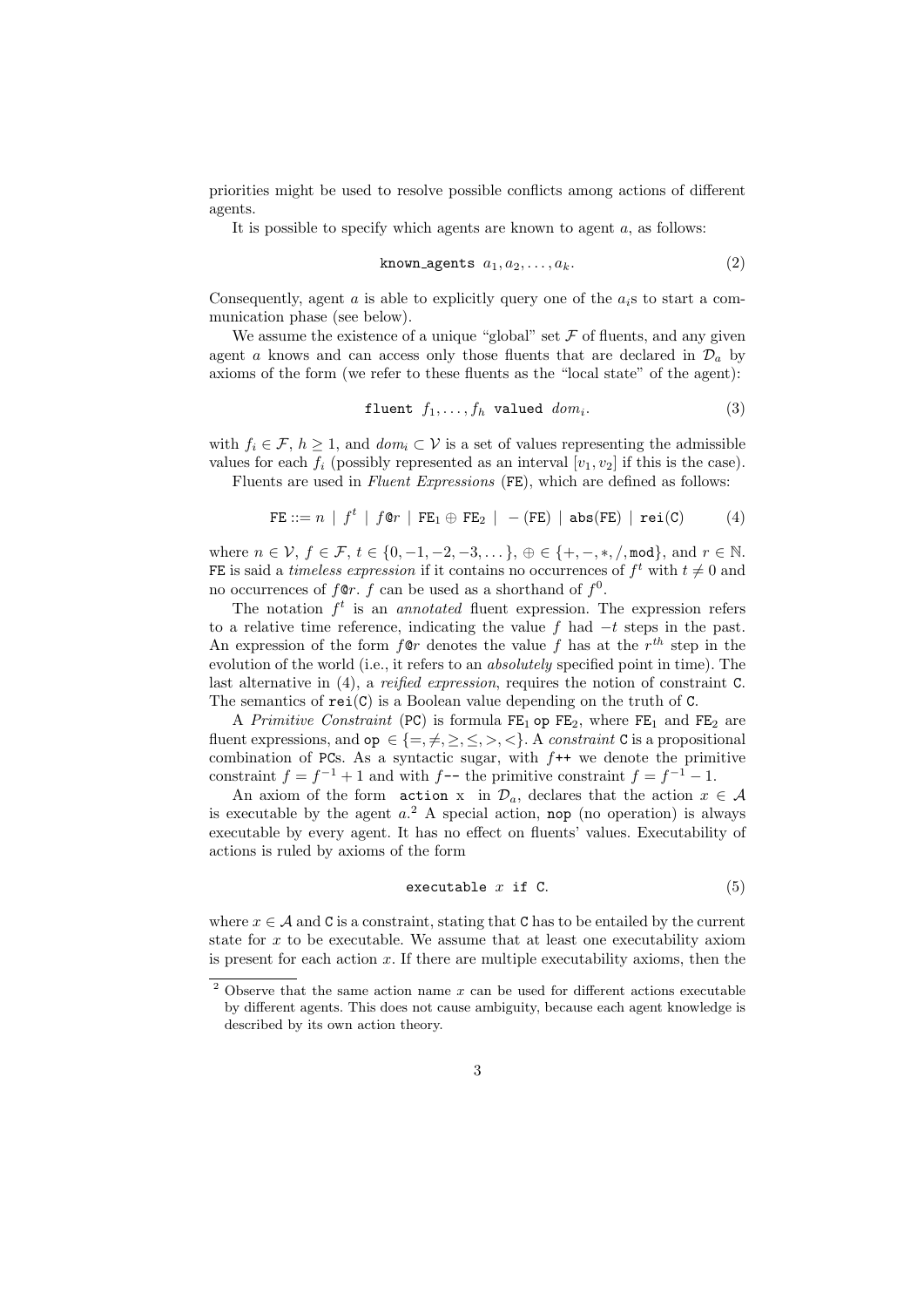priorities might be used to resolve possible conflicts among actions of different agents.

It is possible to specify which agents are known to agent $a$, as follows:

$$\texttt{known\_agents}\ a_1, a_2, \dots, a_k. \tag{2}$$

Consequently, agent $a$ is able to explicitly query one of the $a_i$s to start a communication phase (see below).

We assume the existence of a unique "global" set $\mathcal{F}$ of fluents, and any given agent $a$ knows and can access only those fluents that are declared in $\mathcal{D}_a$ by axioms of the form (we refer to these fluents as the "local state" of the agent):

$$\texttt{fluent}\ f_1, \dots, f_h\ \texttt{valued}\ dom_i. \tag{3}$$

with $f_i \in \mathcal{F}$, $h \geq 1$, and $dom_i \subset \mathcal{V}$ is a set of values representing the admissible values for each $f_i$ (possibly represented as an interval $[v_1, v_2]$ if this is the case).

Fluents are used in *Fluent Expressions* (FE), which are defined as follows:

$$\texttt{FE} ::= n \mid f^t \mid f\texttt{@}r \mid \texttt{FE}_1 \oplus \texttt{FE}_2 \mid -(\texttt{FE}) \mid \texttt{abs}(\texttt{FE}) \mid \texttt{rei}(\texttt{C}) \tag{4}$$

where $n \in \mathcal{V}$, $f \in \mathcal{F}$, $t \in \{0, -1, -2, -3, \dots\}$, $\oplus \in \{+, -, *, /, \texttt{mod}\}$, and $r \in \mathbb{N}$. FE is said a *timeless expression* if it contains no occurrences of $f^t$ with $t \neq 0$ and no occurrences of $f\texttt{@}r$. $f$ can be used as a shorthand of $f^0$.

The notation $f^t$ is an *annotated* fluent expression. The expression refers to a relative time reference, indicating the value $f$ had $-t$ steps in the past. An expression of the form $f\texttt{@}r$ denotes the value $f$ has at the $r^{th}$ step in the evolution of the world (i.e., it refers to an *absolutely* specified point in time). The last alternative in (4), a *reified expression*, requires the notion of constraint C. The semantics of rei(C) is a Boolean value depending on the truth of C.

A *Primitive Constraint* (PC) is formula $\texttt{FE}_1\ \texttt{op}\ \texttt{FE}_2$, where $\texttt{FE}_1$ and $\texttt{FE}_2$ are fluent expressions, and op $\in \{=, \neq, \geq, \leq, >, <\}$. A *constraint* C is a propositional combination of PCs. As a syntactic sugar, with $f$++ we denote the primitive constraint $f = f^{-1} + 1$ and with $f$-- the primitive constraint $f = f^{-1} - 1$.

An axiom of the form action x in $\mathcal{D}_a$, declares that the action $x \in \mathcal{A}$ is executable by the agent $a$.[2] A special action, nop (no operation) is always executable by every agent. It has no effect on fluents' values. Executability of actions is ruled by axioms of the form

$$\texttt{executable}\ x\ \texttt{if}\ \texttt{C}. \tag{5}$$

where $x \in \mathcal{A}$ and C is a constraint, stating that C has to be entailed by the current state for $x$ to be executable. We assume that at least one executability axiom is present for each action $x$. If there are multiple executability axioms, then the

[2] Observe that the same action name $x$ can be used for different actions executable by different agents. This does not cause ambiguity, because each agent knowledge is described by its own action theory.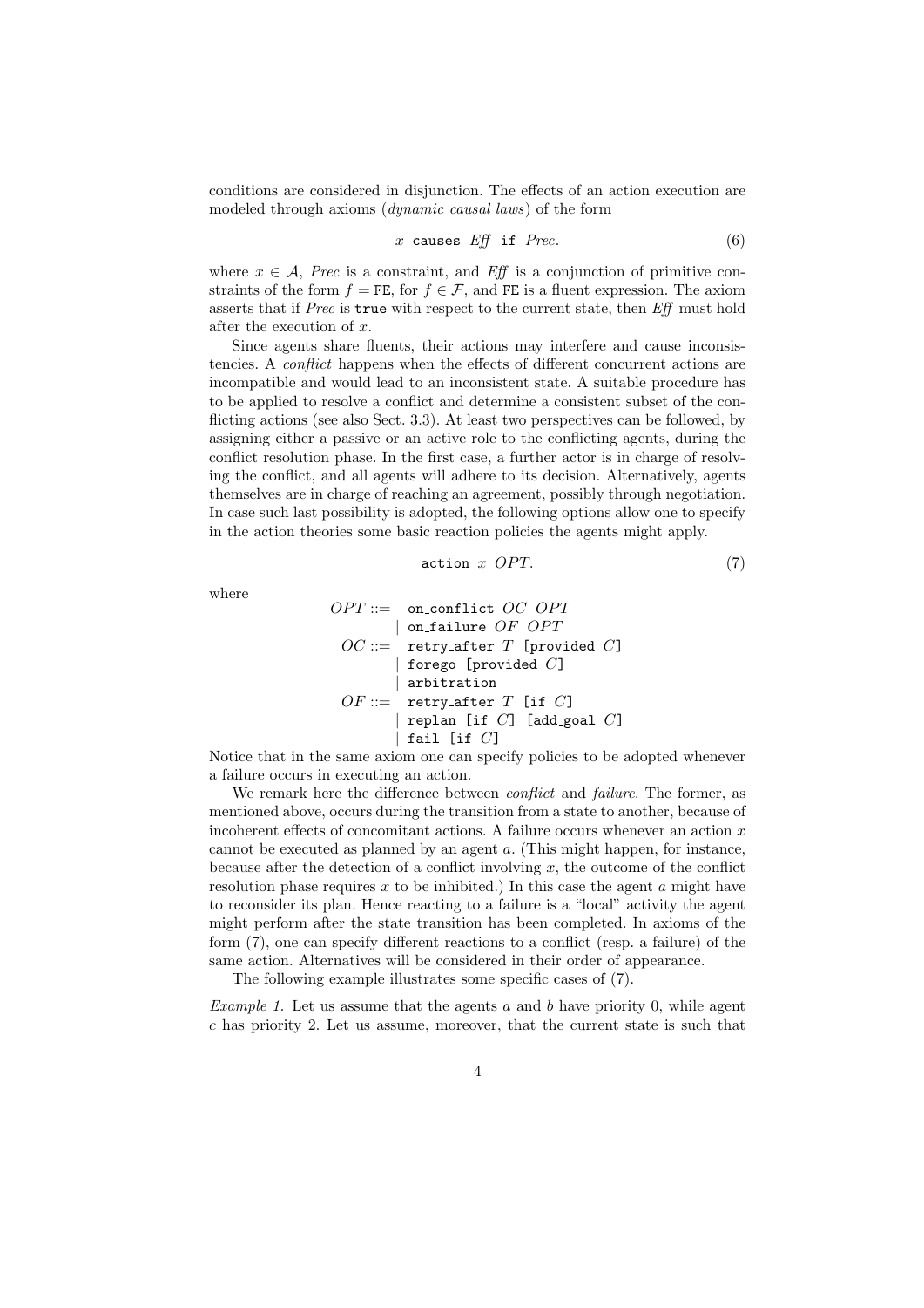conditions are considered in disjunction. The effects of an action execution are modeled through axioms (*dynamic causal laws*) of the form

$$x \texttt{ causes } \mathit{Eff} \texttt{ if } \mathit{Prec}. \tag{6}$$

where $x \in \mathcal{A}$, *Prec* is a constraint, and *Eff* is a conjunction of primitive constraints of the form $f = \texttt{FE}$, for $f \in \mathcal{F}$, and FE is a fluent expression. The axiom asserts that if *Prec* is true with respect to the current state, then *Eff* must hold after the execution of $x$.

Since agents share fluents, their actions may interfere and cause inconsistencies. A *conflict* happens when the effects of different concurrent actions are incompatible and would lead to an inconsistent state. A suitable procedure has to be applied to resolve a conflict and determine a consistent subset of the conflicting actions (see also Sect. 3.3). At least two perspectives can be followed, by assigning either a passive or an active role to the conflicting agents, during the conflict resolution phase. In the first case, a further actor is in charge of resolving the conflict, and all agents will adhere to its decision. Alternatively, agents themselves are in charge of reaching an agreement, possibly through negotiation. In case such last possibility is adopted, the following options allow one to specify in the action theories some basic reaction policies the agents might apply.

$$\texttt{action } x \ \mathit{OPT}. \tag{7}$$

where

$$
\begin{aligned}
OPT ::=\ & \texttt{on\_conflict}\ OC\ OPT \\
\mid\ & \texttt{on\_failure}\ OF\ OPT \\
OC ::=\ & \texttt{retry\_after}\ T\ [\texttt{provided}\ C] \\
\mid\ & \texttt{forego}\ [\texttt{provided}\ C] \\
\mid\ & \texttt{arbitration} \\
OF ::=\ & \texttt{retry\_after}\ T\ [\texttt{if}\ C] \\
\mid\ & \texttt{replan}\ [\texttt{if}\ C]\ [\texttt{add\_goal}\ C] \\
\mid\ & \texttt{fail}\ [\texttt{if}\ C]
\end{aligned}
$$

Notice that in the same axiom one can specify policies to be adopted whenever a failure occurs in executing an action.

We remark here the difference between *conflict* and *failure*. The former, as mentioned above, occurs during the transition from a state to another, because of incoherent effects of concomitant actions. A failure occurs whenever an action $x$ cannot be executed as planned by an agent $a$. (This might happen, for instance, because after the detection of a conflict involving $x$, the outcome of the conflict resolution phase requires $x$ to be inhibited.) In this case the agent $a$ might have to reconsider its plan. Hence reacting to a failure is a "local" activity the agent might perform after the state transition has been completed. In axioms of the form (7), one can specify different reactions to a conflict (resp. a failure) of the same action. Alternatives will be considered in their order of appearance.

The following example illustrates some specific cases of (7).

*Example 1.* Let us assume that the agents $a$ and $b$ have priority 0, while agent $c$ has priority 2. Let us assume, moreover, that the current state is such that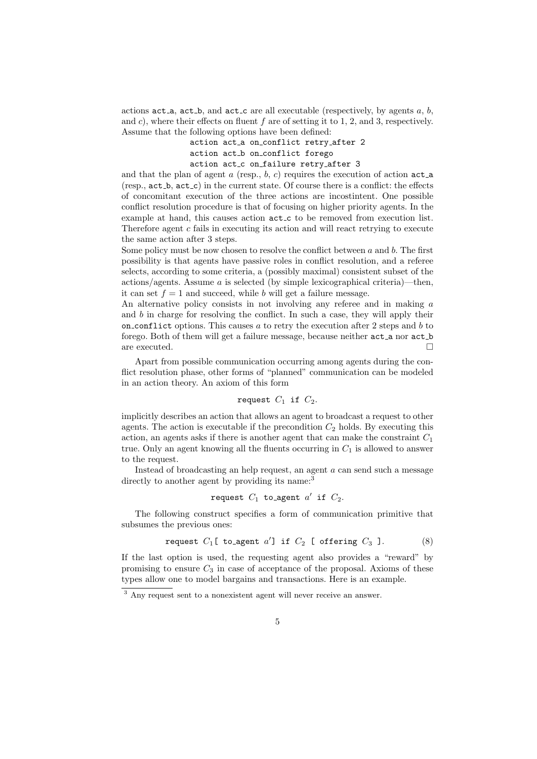actions `act_a`, `act_b`, and `act_c` are all executable (respectively, by agents $a$, $b$, and $c$), where their effects on fluent $f$ are of setting it to 1, 2, and 3, respectively. Assume that the following options have been defined:

```
action act_a on_conflict retry_after 2
action act_b on_conflict forego
action act_c on_failure retry_after 3
```

and that the plan of agent $a$ (resp., $b$, $c$) requires the execution of action `act_a` (resp., `act_b`, `act_c`) in the current state. Of course there is a conflict: the effects of concomitant execution of the three actions are incostintent. One possible conflict resolution procedure is that of focusing on higher priority agents. In the example at hand, this causes action `act_c` to be removed from execution list. Therefore agent $c$ fails in executing its action and will react retrying to execute the same action after 3 steps.
Some policy must be now chosen to resolve the conflict between $a$ and $b$. The first possibility is that agents have passive roles in conflict resolution, and a referee selects, according to some criteria, a (possibly maximal) consistent subset of the actions/agents. Assume $a$ is selected (by simple lexicographical criteria)—then, it can set $f = 1$ and succeed, while $b$ will get a failure message.
An alternative policy consists in not involving any referee and in making $a$ and $b$ in charge for resolving the conflict. In such a case, they will apply their `on_conflict` options. This causes $a$ to retry the execution after 2 steps and $b$ to forego. Both of them will get a failure message, because neither `act_a` nor `act_b` are executed. □

Apart from possible communication occurring among agents during the conflict resolution phase, other forms of "planned" communication can be modeled in an action theory. An axiom of this form

$$\texttt{request } C_1 \texttt{ if } C_2.$$

implicitly describes an action that allows an agent to broadcast a request to other agents. The action is executable if the precondition $C_2$ holds. By executing this action, an agents asks if there is another agent that can make the constraint $C_1$ true. Only an agent knowing all the fluents occurring in $C_1$ is allowed to answer to the request.

Instead of broadcasting an help request, an agent $a$ can send such a message directly to another agent by providing its name:[3]

$$\texttt{request } C_1 \texttt{ to\_agent } a' \texttt{ if } C_2.$$

The following construct specifies a form of communication primitive that subsumes the previous ones:

$$\texttt{request } C_1 \texttt{[ to\_agent } a' \texttt{] if } C_2 \texttt{ [ offering } C_3 \texttt{ ].} \tag{8}$$

If the last option is used, the requesting agent also provides a "reward" by promising to ensure $C_3$ in case of acceptance of the proposal. Axioms of these types allow one to model bargains and transactions. Here is an example.

[3] Any request sent to a nonexistent agent will never receive an answer.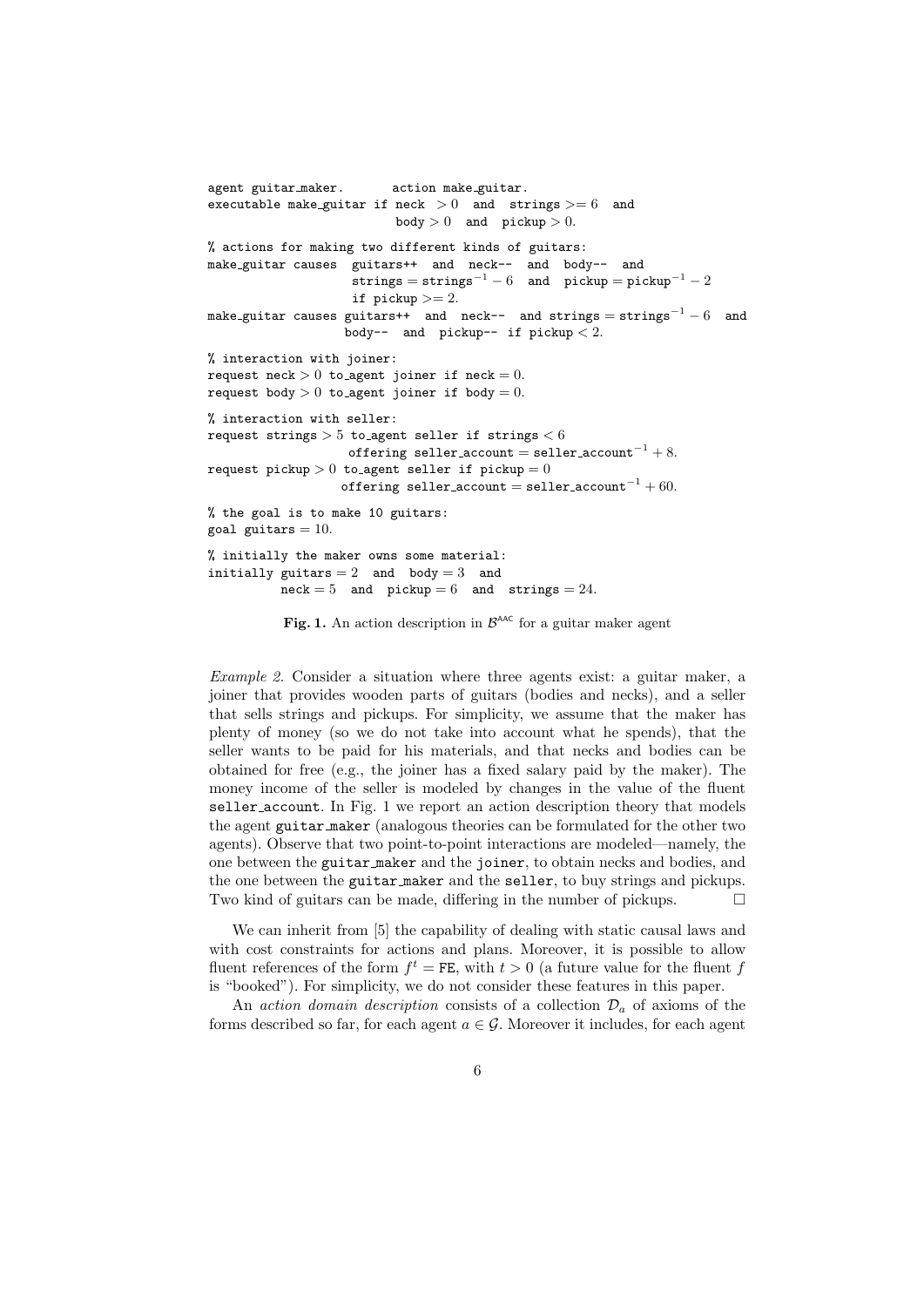```
agent guitar_maker.       action make_guitar.
executable make_guitar if neck  > 0  and  strings >= 6  and
                          body > 0  and  pickup > 0.

% actions for making two different kinds of guitars:
make_guitar causes  guitars++  and  neck--  and  body--  and
                    strings = strings^-1 - 6  and  pickup = pickup^-1 - 2
                    if pickup >= 2.
make_guitar causes guitars++  and  neck--  and strings = strings^-1 - 6  and
                   body--  and  pickup-- if pickup < 2.

% interaction with joiner:
request neck > 0 to_agent joiner if neck = 0.
request body > 0 to_agent joiner if body = 0.

% interaction with seller:
request strings > 5 to_agent seller if strings < 6
                    offering seller_account = seller_account^-1 + 8.
request pickup > 0 to_agent seller if pickup = 0
                   offering seller_account = seller_account^-1 + 60.

% the goal is to make 10 guitars:
goal guitars = 10.

% initially the maker owns some material:
initially guitars = 2  and  body = 3  and
          neck = 5  and  pickup = 6  and  strings = 24.
```

**Fig. 1.** An action description in $\mathcal{B}^{\mathsf{AAC}}$ for a guitar maker agent

*Example 2.* Consider a situation where three agents exist: a guitar maker, a joiner that provides wooden parts of guitars (bodies and necks), and a seller that sells strings and pickups. For simplicity, we assume that the maker has plenty of money (so we do not take into account what he spends), that the seller wants to be paid for his materials, and that necks and bodies can be obtained for free (e.g., the joiner has a fixed salary paid by the maker). The money income of the seller is modeled by changes in the value of the fluent `seller_account`. In Fig. 1 we report an action description theory that models the agent `guitar_maker` (analogous theories can be formulated for the other two agents). Observe that two point-to-point interactions are modeled—namely, the one between the `guitar_maker` and the `joiner`, to obtain necks and bodies, and the one between the `guitar_maker` and the `seller`, to buy strings and pickups. Two kind of guitars can be made, differing in the number of pickups. □

We can inherit from [5] the capability of dealing with static causal laws and with cost constraints for actions and plans. Moreover, it is possible to allow fluent references of the form $f^t = \mathtt{FE}$, with $t > 0$ (a future value for the fluent $f$ is "booked"). For simplicity, we do not consider these features in this paper.

An *action domain description* consists of a collection $\mathcal{D}_a$ of axioms of the forms described so far, for each agent $a \in \mathcal{G}$. Moreover it includes, for each agent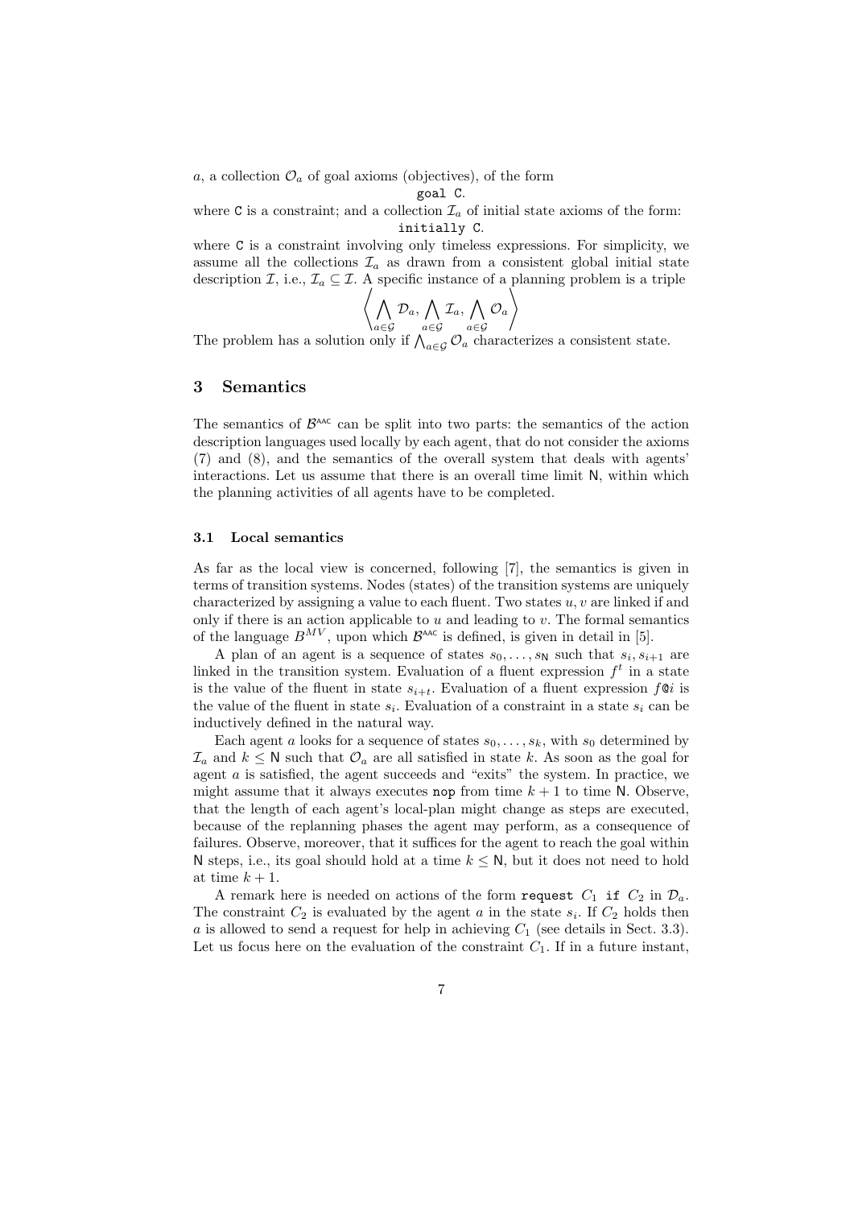$a$, a collection $\mathcal{O}_a$ of goal axioms (objectives), of the form

```
goal C.
```

where C is a constraint; and a collection $\mathcal{I}_a$ of initial state axioms of the form:

```
initially C.
```

where C is a constraint involving only timeless expressions. For simplicity, we assume all the collections $\mathcal{I}_a$ as drawn from a consistent global initial state description $\mathcal{I}$, i.e., $\mathcal{I}_a \subseteq \mathcal{I}$. A specific instance of a planning problem is a triple

$$\left\langle \bigwedge_{a\in\mathcal{G}} \mathcal{D}_a, \bigwedge_{a\in\mathcal{G}} \mathcal{I}_a, \bigwedge_{a\in\mathcal{G}} \mathcal{O}_a \right\rangle$$

The problem has a solution only if $\bigwedge_{a\in\mathcal{G}} \mathcal{O}_a$ characterizes a consistent state.

## 3 Semantics

The semantics of $\mathcal{B}^{\text{AAC}}$ can be split into two parts: the semantics of the action description languages used locally by each agent, that do not consider the axioms (7) and (8), and the semantics of the overall system that deals with agents' interactions. Let us assume that there is an overall time limit $\mathsf{N}$, within which the planning activities of all agents have to be completed.

### 3.1 Local semantics

As far as the local view is concerned, following [7], the semantics is given in terms of transition systems. Nodes (states) of the transition systems are uniquely characterized by assigning a value to each fluent. Two states $u, v$ are linked if and only if there is an action applicable to $u$ and leading to $v$. The formal semantics of the language $B^{MV}$, upon which $\mathcal{B}^{\text{AAC}}$ is defined, is given in detail in [5].

A plan of an agent is a sequence of states $s_0, \ldots, s_{\mathsf{N}}$ such that $s_i, s_{i+1}$ are linked in the transition system. Evaluation of a fluent expression $f^t$ in a state is the value of the fluent in state $s_{i+t}$. Evaluation of a fluent expression $f@i$ is the value of the fluent in state $s_i$. Evaluation of a constraint in a state $s_i$ can be inductively defined in the natural way.

Each agent $a$ looks for a sequence of states $s_0, \ldots, s_k$, with $s_0$ determined by $\mathcal{I}_a$ and $k \leq \mathsf{N}$ such that $\mathcal{O}_a$ are all satisfied in state $k$. As soon as the goal for agent $a$ is satisfied, the agent succeeds and "exits" the system. In practice, we might assume that it always executes `nop` from time $k+1$ to time $\mathsf{N}$. Observe, that the length of each agent's local-plan might change as steps are executed, because of the replanning phases the agent may perform, as a consequence of failures. Observe, moreover, that it suffices for the agent to reach the goal within $\mathsf{N}$ steps, i.e., its goal should hold at a time $k \leq \mathsf{N}$, but it does not need to hold at time $k+1$.

A remark here is needed on actions of the form `request` $C_1$ `if` $C_2$ in $\mathcal{D}_a$. The constraint $C_2$ is evaluated by the agent $a$ in the state $s_i$. If $C_2$ holds then $a$ is allowed to send a request for help in achieving $C_1$ (see details in Sect. 3.3). Let us focus here on the evaluation of the constraint $C_1$. If in a future instant,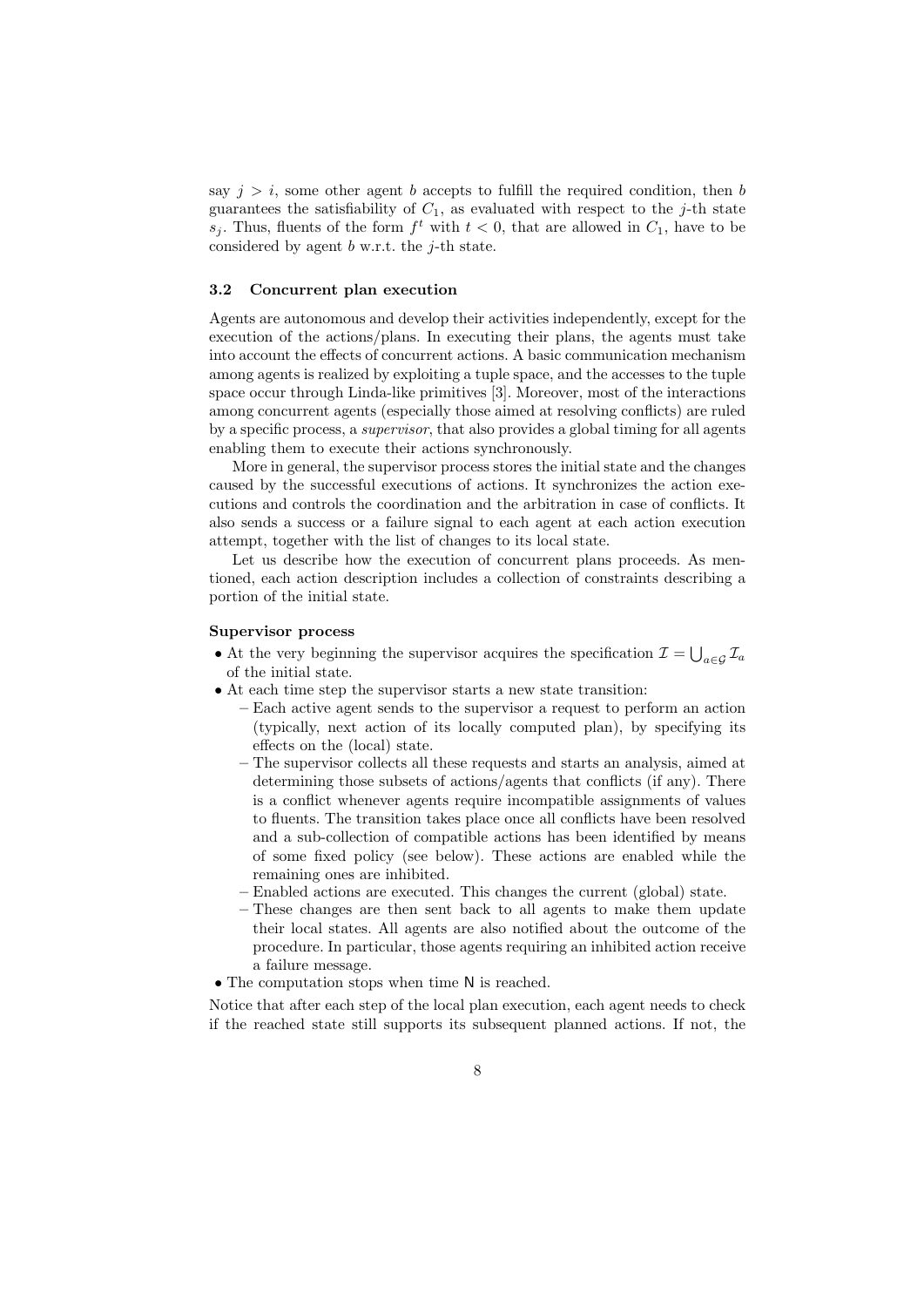say $j > i$, some other agent $b$ accepts to fulfill the required condition, then $b$ guarantees the satisfiability of $C_1$, as evaluated with respect to the $j$-th state $s_j$. Thus, fluents of the form $f^t$ with $t < 0$, that are allowed in $C_1$, have to be considered by agent $b$ w.r.t. the $j$-th state.

### 3.2 Concurrent plan execution

Agents are autonomous and develop their activities independently, except for the execution of the actions/plans. In executing their plans, the agents must take into account the effects of concurrent actions. A basic communication mechanism among agents is realized by exploiting a tuple space, and the accesses to the tuple space occur through Linda-like primitives [3]. Moreover, most of the interactions among concurrent agents (especially those aimed at resolving conflicts) are ruled by a specific process, a *supervisor*, that also provides a global timing for all agents enabling them to execute their actions synchronously.

More in general, the supervisor process stores the initial state and the changes caused by the successful executions of actions. It synchronizes the action executions and controls the coordination and the arbitration in case of conflicts. It also sends a success or a failure signal to each agent at each action execution attempt, together with the list of changes to its local state.

Let us describe how the execution of concurrent plans proceeds. As mentioned, each action description includes a collection of constraints describing a portion of the initial state.

**Supervisor process**

- At the very beginning the supervisor acquires the specification $\mathcal{I} = \bigcup_{a \in \mathcal{G}} \mathcal{I}_a$ of the initial state.
- At each time step the supervisor starts a new state transition:
  - Each active agent sends to the supervisor a request to perform an action (typically, next action of its locally computed plan), by specifying its effects on the (local) state.
  - The supervisor collects all these requests and starts an analysis, aimed at determining those subsets of actions/agents that conflicts (if any). There is a conflict whenever agents require incompatible assignments of values to fluents. The transition takes place once all conflicts have been resolved and a sub-collection of compatible actions has been identified by means of some fixed policy (see below). These actions are enabled while the remaining ones are inhibited.
  - Enabled actions are executed. This changes the current (global) state.
  - These changes are then sent back to all agents to make them update their local states. All agents are also notified about the outcome of the procedure. In particular, those agents requiring an inhibited action receive a failure message.
- The computation stops when time $\mathsf{N}$ is reached.

Notice that after each step of the local plan execution, each agent needs to check if the reached state still supports its subsequent planned actions. If not, the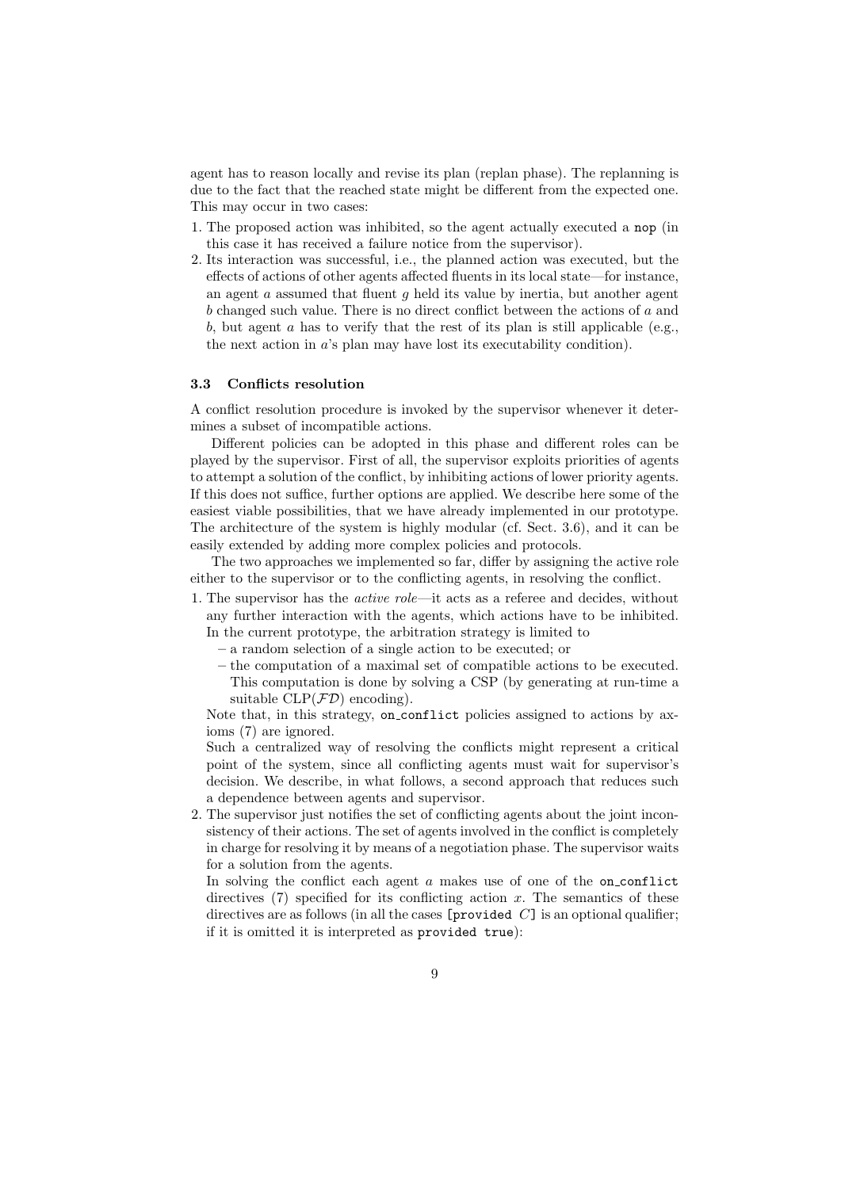agent has to reason locally and revise its plan (replan phase). The replanning is due to the fact that the reached state might be different from the expected one. This may occur in two cases:

1. The proposed action was inhibited, so the agent actually executed a `nop` (in this case it has received a failure notice from the supervisor).
2. Its interaction was successful, i.e., the planned action was executed, but the effects of actions of other agents affected fluents in its local state—for instance, an agent $a$ assumed that fluent $g$ held its value by inertia, but another agent $b$ changed such value. There is no direct conflict between the actions of $a$ and $b$, but agent $a$ has to verify that the rest of its plan is still applicable (e.g., the next action in $a$'s plan may have lost its executability condition).

### 3.3 Conflicts resolution

A conflict resolution procedure is invoked by the supervisor whenever it determines a subset of incompatible actions.

Different policies can be adopted in this phase and different roles can be played by the supervisor. First of all, the supervisor exploits priorities of agents to attempt a solution of the conflict, by inhibiting actions of lower priority agents. If this does not suffice, further options are applied. We describe here some of the easiest viable possibilities, that we have already implemented in our prototype. The architecture of the system is highly modular (cf. Sect. 3.6), and it can be easily extended by adding more complex policies and protocols.

The two approaches we implemented so far, differ by assigning the active role either to the supervisor or to the conflicting agents, in resolving the conflict.

1. The supervisor has the *active role*—it acts as a referee and decides, without any further interaction with the agents, which actions have to be inhibited. In the current prototype, the arbitration strategy is limited to
   - a random selection of a single action to be executed; or
   - the computation of a maximal set of compatible actions to be executed. This computation is done by solving a CSP (by generating at run-time a suitable CLP($\mathcal{FD}$) encoding).

   Note that, in this strategy, `on_conflict` policies assigned to actions by axioms (7) are ignored.

   Such a centralized way of resolving the conflicts might represent a critical point of the system, since all conflicting agents must wait for supervisor's decision. We describe, in what follows, a second approach that reduces such a dependence between agents and supervisor.
2. The supervisor just notifies the set of conflicting agents about the joint inconsistency of their actions. The set of agents involved in the conflict is completely in charge for resolving it by means of a negotiation phase. The supervisor waits for a solution from the agents.

   In solving the conflict each agent $a$ makes use of one of the `on_conflict` directives (7) specified for its conflicting action $x$. The semantics of these directives are as follows (in all the cases `[provided` $C$`]` is an optional qualifier; if it is omitted it is interpreted as `provided true`):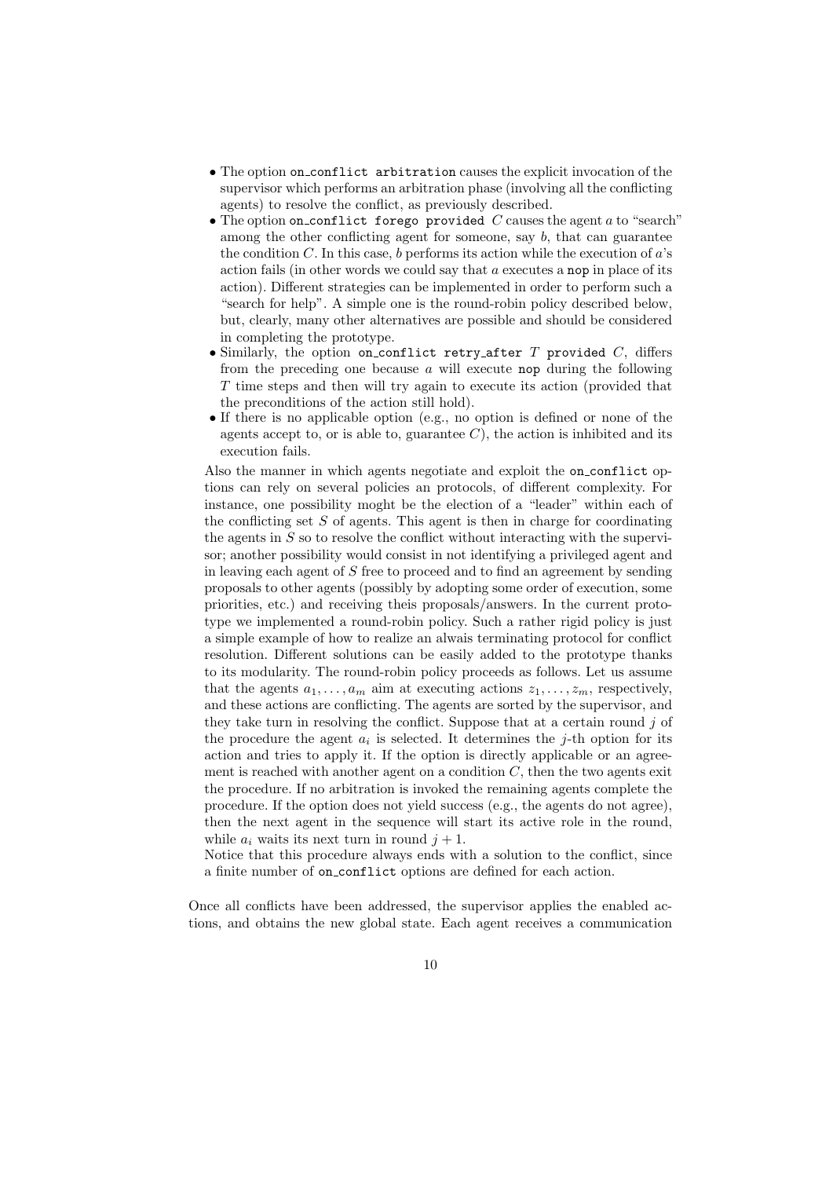- The option `on_conflict arbitration` causes the explicit invocation of the supervisor which performs an arbitration phase (involving all the conflicting agents) to resolve the conflict, as previously described.
- The option `on_conflict forego provided` $C$ causes the agent $a$ to "search" among the other conflicting agent for someone, say $b$, that can guarantee the condition $C$. In this case, $b$ performs its action while the execution of $a$'s action fails (in other words we could say that $a$ executes a `nop` in place of its action). Different strategies can be implemented in order to perform such a "search for help". A simple one is the round-robin policy described below, but, clearly, many other alternatives are possible and should be considered in completing the prototype.
- Similarly, the option `on_conflict retry_after` $T$ `provided` $C$, differs from the preceding one because $a$ will execute `nop` during the following $T$ time steps and then will try again to execute its action (provided that the preconditions of the action still hold).
- If there is no applicable option (e.g., no option is defined or none of the agents accept to, or is able to, guarantee $C$), the action is inhibited and its execution fails.

Also the manner in which agents negotiate and exploit the `on_conflict` options can rely on several policies an protocols, of different complexity. For instance, one possibility moght be the election of a "leader" within each of the conflicting set $S$ of agents. This agent is then in charge for coordinating the agents in $S$ so to resolve the conflict without interacting with the supervisor; another possibility would consist in not identifying a privileged agent and in leaving each agent of $S$ free to proceed and to find an agreement by sending proposals to other agents (possibly by adopting some order of execution, some priorities, etc.) and receiving theis proposals/answers. In the current prototype we implemented a round-robin policy. Such a rather rigid policy is just a simple example of how to realize an alwais terminating protocol for conflict resolution. Different solutions can be easily added to the prototype thanks to its modularity. The round-robin policy proceeds as follows. Let us assume that the agents $a_1, \ldots, a_m$ aim at executing actions $z_1, \ldots, z_m$, respectively, and these actions are conflicting. The agents are sorted by the supervisor, and they take turn in resolving the conflict. Suppose that at a certain round $j$ of the procedure the agent $a_i$ is selected. It determines the $j$-th option for its action and tries to apply it. If the option is directly applicable or an agreement is reached with another agent on a condition $C$, then the two agents exit the procedure. If no arbitration is invoked the remaining agents complete the procedure. If the option does not yield success (e.g., the agents do not agree), then the next agent in the sequence will start its active role in the round, while $a_i$ waits its next turn in round $j + 1$.

Notice that this procedure always ends with a solution to the conflict, since a finite number of `on_conflict` options are defined for each action.

Once all conflicts have been addressed, the supervisor applies the enabled actions, and obtains the new global state. Each agent receives a communication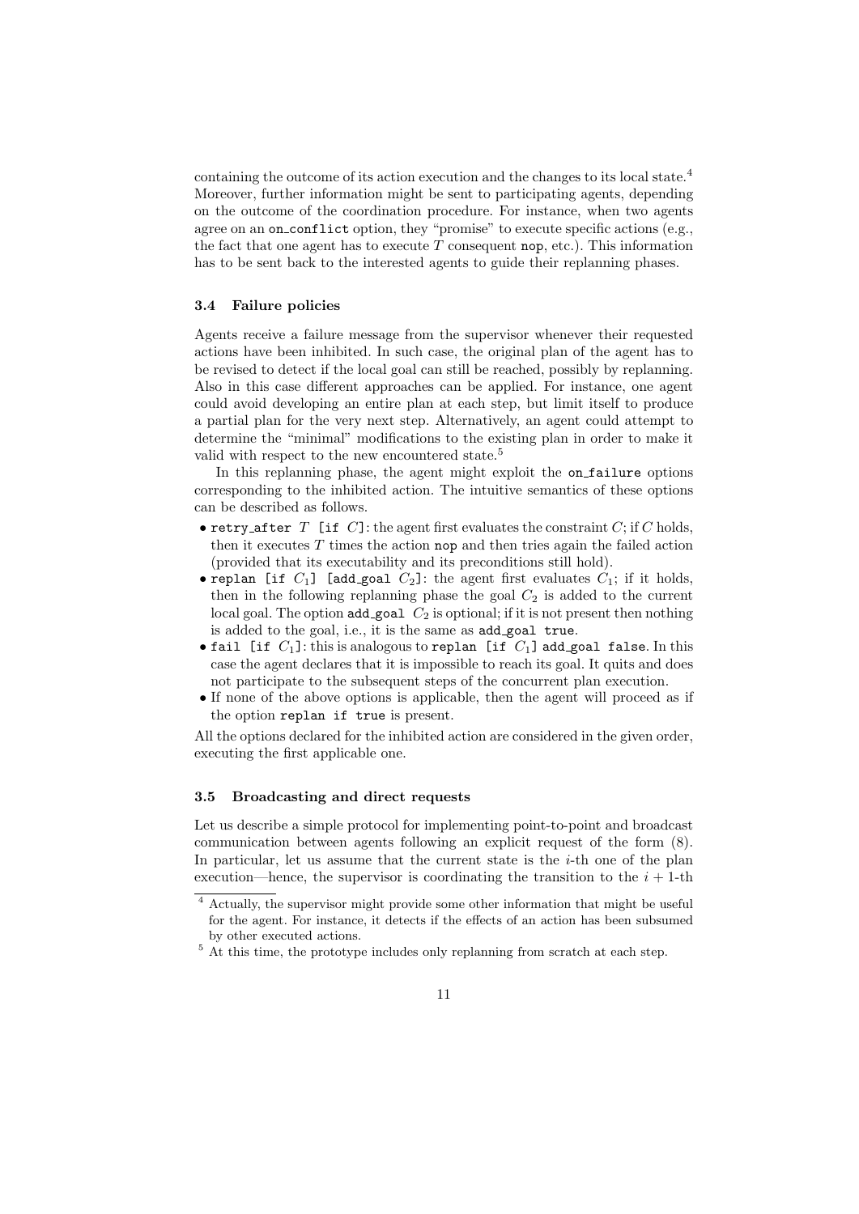containing the outcome of its action execution and the changes to its local state.[4] Moreover, further information might be sent to participating agents, depending on the outcome of the coordination procedure. For instance, when two agents agree on an `on_conflict` option, they "promise" to execute specific actions (e.g., the fact that one agent has to execute $T$ consequent `nop`, etc.). This information has to be sent back to the interested agents to guide their replanning phases.

### 3.4 Failure policies

Agents receive a failure message from the supervisor whenever their requested actions have been inhibited. In such case, the original plan of the agent has to be revised to detect if the local goal can still be reached, possibly by replanning. Also in this case different approaches can be applied. For instance, one agent could avoid developing an entire plan at each step, but limit itself to produce a partial plan for the very next step. Alternatively, an agent could attempt to determine the "minimal" modifications to the existing plan in order to make it valid with respect to the new encountered state.[5]

In this replanning phase, the agent might exploit the `on_failure` options corresponding to the inhibited action. The intuitive semantics of these options can be described as follows.

- `retry_after` $T$ `[if` $C$`]`: the agent first evaluates the constraint $C$; if $C$ holds, then it executes $T$ times the action `nop` and then tries again the failed action (provided that its executability and its preconditions still hold).
- `replan [if` $C_1$`] [add_goal` $C_2$`]`: the agent first evaluates $C_1$; if it holds, then in the following replanning phase the goal $C_2$ is added to the current local goal. The option `add_goal` $C_2$ is optional; if it is not present then nothing is added to the goal, i.e., it is the same as `add_goal true`.
- `fail [if` $C_1$`]`: this is analogous to `replan [if` $C_1$`] add_goal false`. In this case the agent declares that it is impossible to reach its goal. It quits and does not participate to the subsequent steps of the concurrent plan execution.
- If none of the above options is applicable, then the agent will proceed as if the option `replan if true` is present.

All the options declared for the inhibited action are considered in the given order, executing the first applicable one.

### 3.5 Broadcasting and direct requests

Let us describe a simple protocol for implementing point-to-point and broadcast communication between agents following an explicit request of the form (8). In particular, let us assume that the current state is the $i$-th one of the plan execution—hence, the supervisor is coordinating the transition to the $i+1$-th

---

[4] Actually, the supervisor might provide some other information that might be useful for the agent. For instance, it detects if the effects of an action has been subsumed by other executed actions.

[5] At this time, the prototype includes only replanning from scratch at each step.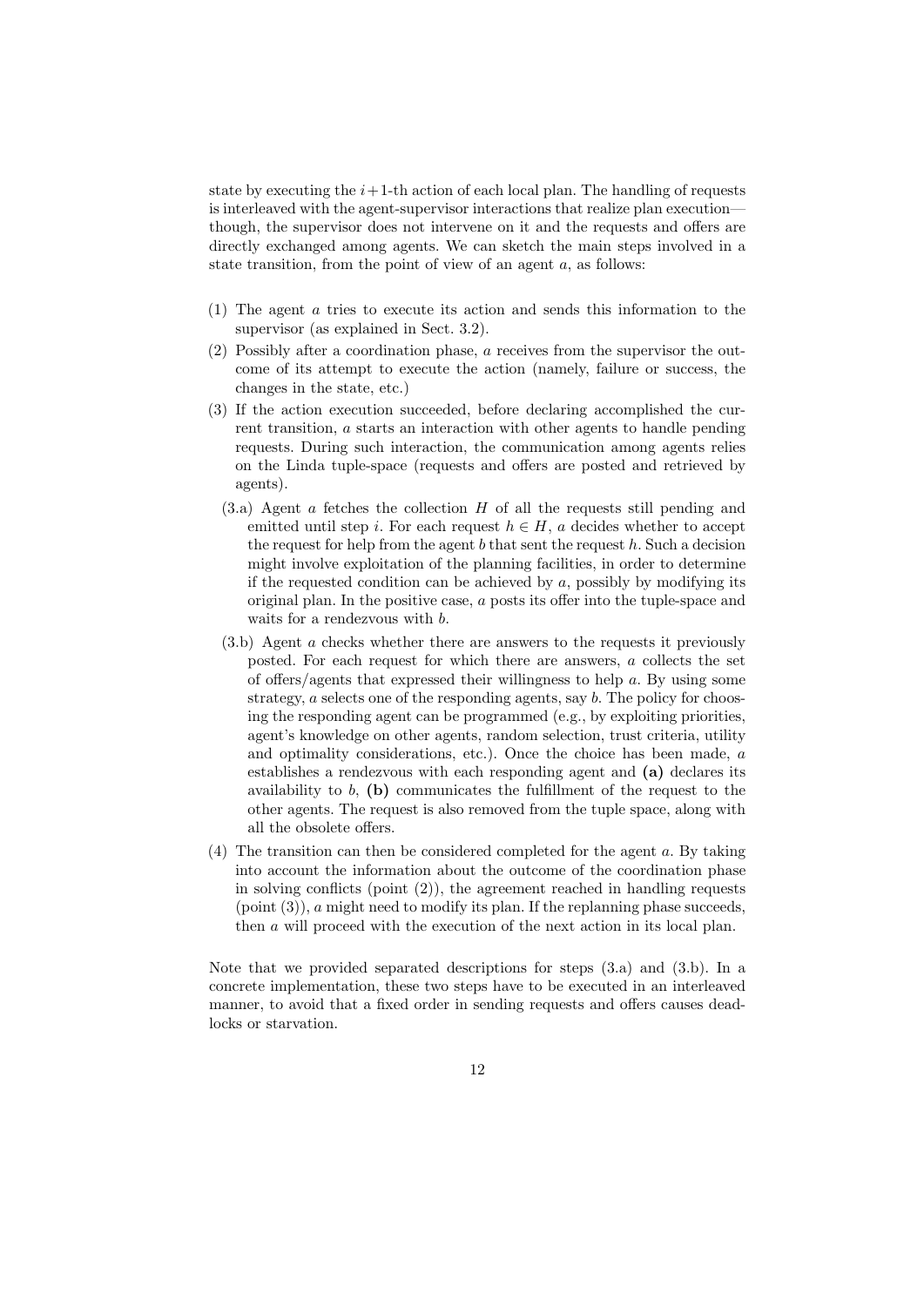state by executing the $i+1$-th action of each local plan. The handling of requests is interleaved with the agent-supervisor interactions that realize plan execution—though, the supervisor does not intervene on it and the requests and offers are directly exchanged among agents. We can sketch the main steps involved in a state transition, from the point of view of an agent $a$, as follows:

(1) The agent $a$ tries to execute its action and sends this information to the supervisor (as explained in Sect. 3.2).

(2) Possibly after a coordination phase, $a$ receives from the supervisor the outcome of its attempt to execute the action (namely, failure or success, the changes in the state, etc.)

(3) If the action execution succeeded, before declaring accomplished the current transition, $a$ starts an interaction with other agents to handle pending requests. During such interaction, the communication among agents relies on the Linda tuple-space (requests and offers are posted and retrieved by agents).

  (3.a) Agent $a$ fetches the collection $H$ of all the requests still pending and emitted until step $i$. For each request $h \in H$, $a$ decides whether to accept the request for help from the agent $b$ that sent the request $h$. Such a decision might involve exploitation of the planning facilities, in order to determine if the requested condition can be achieved by $a$, possibly by modifying its original plan. In the positive case, $a$ posts its offer into the tuple-space and waits for a rendezvous with $b$.

  (3.b) Agent $a$ checks whether there are answers to the requests it previously posted. For each request for which there are answers, $a$ collects the set of offers/agents that expressed their willingness to help $a$. By using some strategy, $a$ selects one of the responding agents, say $b$. The policy for choosing the responding agent can be programmed (e.g., by exploiting priorities, agent's knowledge on other agents, random selection, trust criteria, utility and optimality considerations, etc.). Once the choice has been made, $a$ establishes a rendezvous with each responding agent and **(a)** declares its availability to $b$, **(b)** communicates the fulfillment of the request to the other agents. The request is also removed from the tuple space, along with all the obsolete offers.

(4) The transition can then be considered completed for the agent $a$. By taking into account the information about the outcome of the coordination phase in solving conflicts (point (2)), the agreement reached in handling requests (point (3)), $a$ might need to modify its plan. If the replanning phase succeeds, then $a$ will proceed with the execution of the next action in its local plan.

Note that we provided separated descriptions for steps (3.a) and (3.b). In a concrete implementation, these two steps have to be executed in an interleaved manner, to avoid that a fixed order in sending requests and offers causes deadlocks or starvation.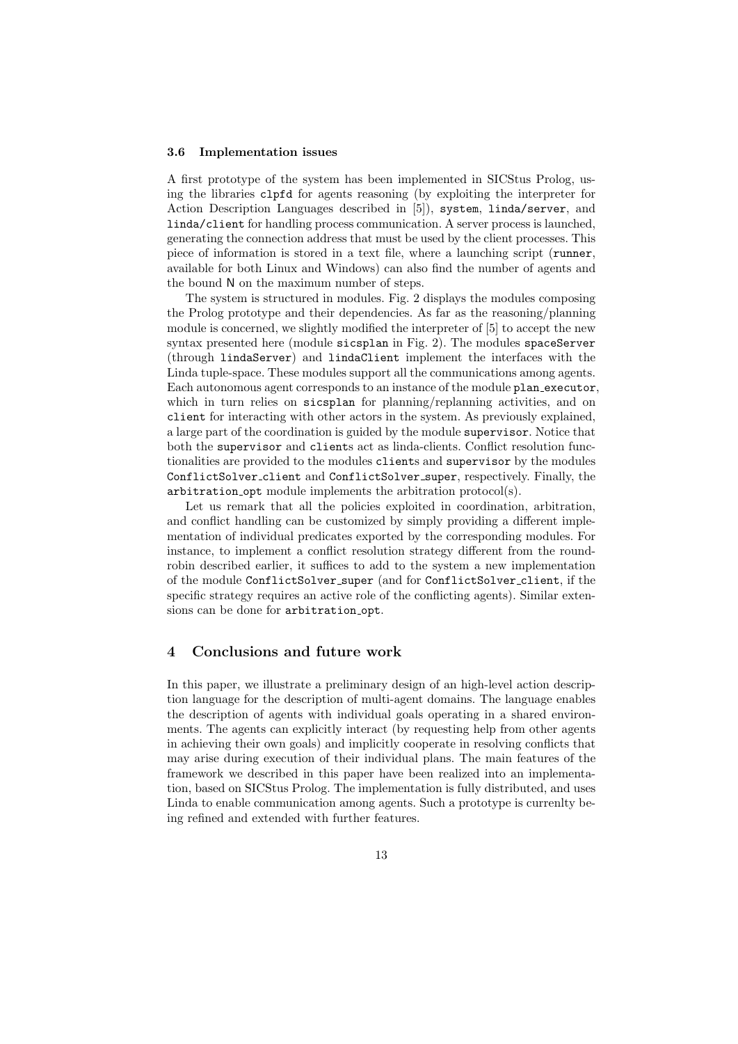### 3.6 Implementation issues

A first prototype of the system has been implemented in SICStus Prolog, using the libraries `clpfd` for agents reasoning (by exploiting the interpreter for Action Description Languages described in [5]), `system`, `linda/server`, and `linda/client` for handling process communication. A server process is launched, generating the connection address that must be used by the client processes. This piece of information is stored in a text file, where a launching script (`runner`, available for both Linux and Windows) can also find the number of agents and the bound `N` on the maximum number of steps.

The system is structured in modules. Fig. 2 displays the modules composing the Prolog prototype and their dependencies. As far as the reasoning/planning module is concerned, we slightly modified the interpreter of [5] to accept the new syntax presented here (module `sicsplan` in Fig. 2). The modules `spaceServer` (through `lindaServer`) and `lindaClient` implement the interfaces with the Linda tuple-space. These modules support all the communications among agents. Each autonomous agent corresponds to an instance of the module `plan_executor`, which in turn relies on `sicsplan` for planning/replanning activities, and on `client` for interacting with other actors in the system. As previously explained, a large part of the coordination is guided by the module `supervisor`. Notice that both the `supervisor` and `client`s act as linda-clients. Conflict resolution functionalities are provided to the modules `client`s and `supervisor` by the modules `ConflictSolver_client` and `ConflictSolver_super`, respectively. Finally, the `arbitration_opt` module implements the arbitration protocol(s).

Let us remark that all the policies exploited in coordination, arbitration, and conflict handling can be customized by simply providing a different implementation of individual predicates exported by the corresponding modules. For instance, to implement a conflict resolution strategy different from the round-robin described earlier, it suffices to add to the system a new implementation of the module `ConflictSolver_super` (and for `ConflictSolver_client`, if the specific strategy requires an active role of the conflicting agents). Similar extensions can be done for `arbitration_opt`.

## 4 Conclusions and future work

In this paper, we illustrate a preliminary design of an high-level action description language for the description of multi-agent domains. The language enables the description of agents with individual goals operating in a shared environments. The agents can explicitly interact (by requesting help from other agents in achieving their own goals) and implicitly cooperate in resolving conflicts that may arise during execution of their individual plans. The main features of the framework we described in this paper have been realized into an implementation, based on SICStus Prolog. The implementation is fully distributed, and uses Linda to enable communication among agents. Such a prototype is currenlty being refined and extended with further features.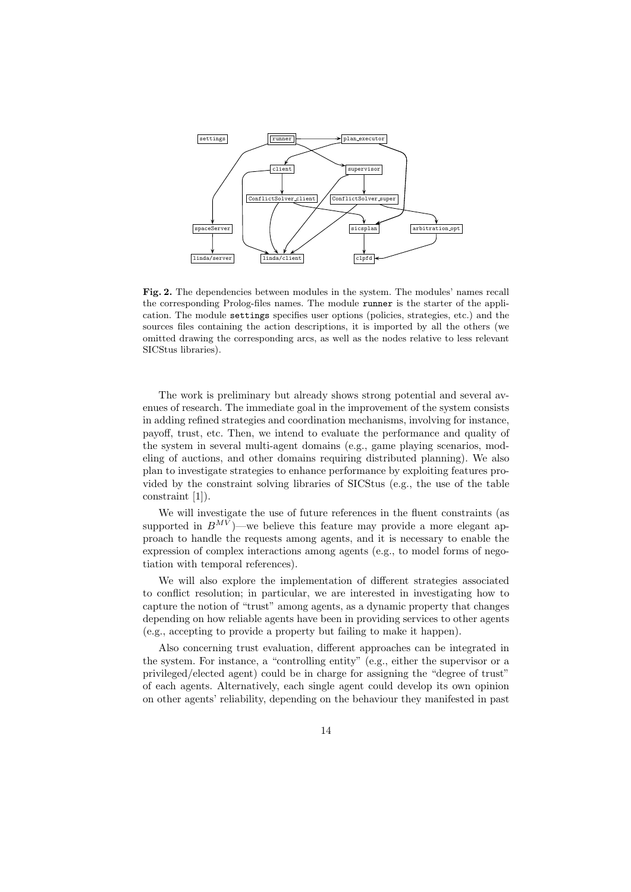**Fig. 2.** The dependencies between modules in the system. The modules' names recall the corresponding Prolog-files names. The module `runner` is the starter of the application. The module `settings` specifies user options (policies, strategies, etc.) and the sources files containing the action descriptions, it is imported by all the others (we omitted drawing the corresponding arcs, as well as the nodes relative to less relevant SICStus libraries).

The work is preliminary but already shows strong potential and several avenues of research. The immediate goal in the improvement of the system consists in adding refined strategies and coordination mechanisms, involving for instance, payoff, trust, etc. Then, we intend to evaluate the performance and quality of the system in several multi-agent domains (e.g., game playing scenarios, modeling of auctions, and other domains requiring distributed planning). We also plan to investigate strategies to enhance performance by exploiting features provided by the constraint solving libraries of SICStus (e.g., the use of the table constraint [1]).

We will investigate the use of future references in the fluent constraints (as supported in $B^{MV}$)—we believe this feature may provide a more elegant approach to handle the requests among agents, and it is necessary to enable the expression of complex interactions among agents (e.g., to model forms of negotiation with temporal references).

We will also explore the implementation of different strategies associated to conflict resolution; in particular, we are interested in investigating how to capture the notion of "trust" among agents, as a dynamic property that changes depending on how reliable agents have been in providing services to other agents (e.g., accepting to provide a property but failing to make it happen).

Also concerning trust evaluation, different approaches can be integrated in the system. For instance, a "controlling entity" (e.g., either the supervisor or a privileged/elected agent) could be in charge for assigning the "degree of trust" of each agents. Alternatively, each single agent could develop its own opinion on other agents' reliability, depending on the behaviour they manifested in past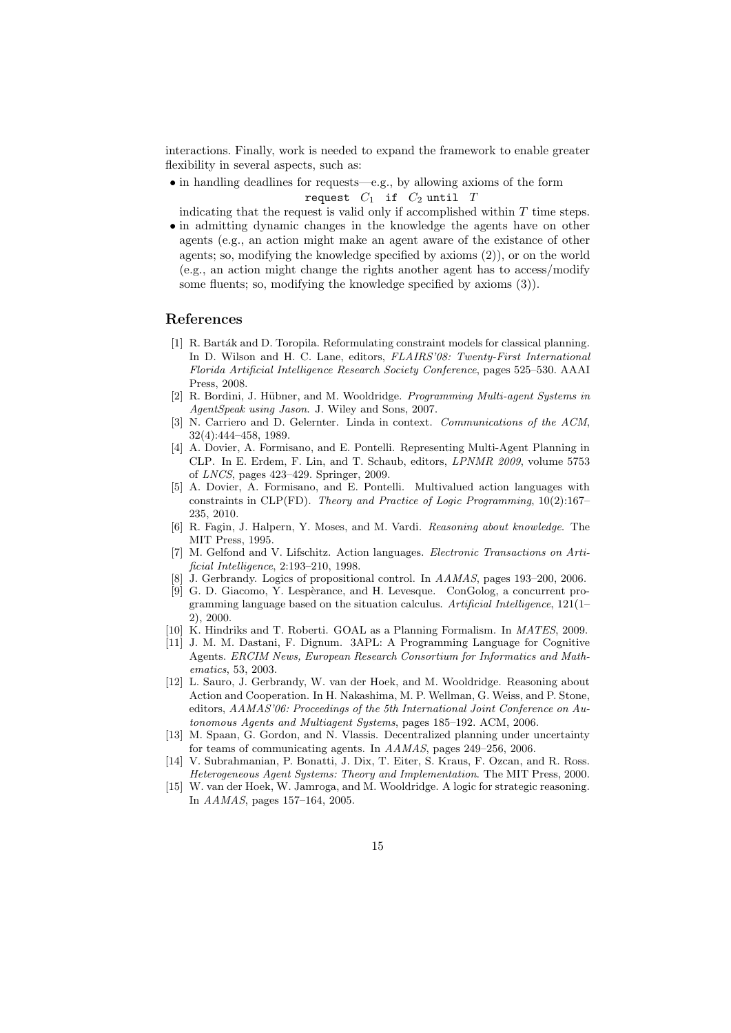interactions. Finally, work is needed to expand the framework to enable greater flexibility in several aspects, such as:

- in handling deadlines for requests—e.g., by allowing axioms of the form

  `request` $C_1$ `if` $C_2$ `until` $T$

  indicating that the request is valid only if accomplished within $T$ time steps.
- in admitting dynamic changes in the knowledge the agents have on other agents (e.g., an action might make an agent aware of the existance of other agents; so, modifying the knowledge specified by axioms (2)), or on the world (e.g., an action might change the rights another agent has to access/modify some fluents; so, modifying the knowledge specified by axioms (3)).

## References

[1] R. Barták and D. Toropila. Reformulating constraint models for classical planning. In D. Wilson and H. C. Lane, editors, *FLAIRS'08: Twenty-First International Florida Artificial Intelligence Research Society Conference*, pages 525–530. AAAI Press, 2008.

[2] R. Bordini, J. Hübner, and M. Wooldridge. *Programming Multi-agent Systems in AgentSpeak using Jason*. J. Wiley and Sons, 2007.

[3] N. Carriero and D. Gelernter. Linda in context. *Communications of the ACM*, 32(4):444–458, 1989.

[4] A. Dovier, A. Formisano, and E. Pontelli. Representing Multi-Agent Planning in CLP. In E. Erdem, F. Lin, and T. Schaub, editors, *LPNMR 2009*, volume 5753 of *LNCS*, pages 423–429. Springer, 2009.

[5] A. Dovier, A. Formisano, and E. Pontelli. Multivalued action languages with constraints in CLP(FD). *Theory and Practice of Logic Programming*, 10(2):167–235, 2010.

[6] R. Fagin, J. Halpern, Y. Moses, and M. Vardi. *Reasoning about knowledge*. The MIT Press, 1995.

[7] M. Gelfond and V. Lifschitz. Action languages. *Electronic Transactions on Artificial Intelligence*, 2:193–210, 1998.

[8] J. Gerbrandy. Logics of propositional control. In *AAMAS*, pages 193–200, 2006.

[9] G. D. Giacomo, Y. Lespèrance, and H. Levesque. ConGolog, a concurrent programming language based on the situation calculus. *Artificial Intelligence*, 121(1–2), 2000.

[10] K. Hindriks and T. Roberti. GOAL as a Planning Formalism. In *MATES*, 2009.

[11] J. M. M. Dastani, F. Dignum. 3APL: A Programming Language for Cognitive Agents. *ERCIM News, European Research Consortium for Informatics and Mathematics*, 53, 2003.

[12] L. Sauro, J. Gerbrandy, W. van der Hoek, and M. Wooldridge. Reasoning about Action and Cooperation. In H. Nakashima, M. P. Wellman, G. Weiss, and P. Stone, editors, *AAMAS'06: Proceedings of the 5th International Joint Conference on Autonomous Agents and Multiagent Systems*, pages 185–192. ACM, 2006.

[13] M. Spaan, G. Gordon, and N. Vlassis. Decentralized planning under uncertainty for teams of communicating agents. In *AAMAS*, pages 249–256, 2006.

[14] V. Subrahmanian, P. Bonatti, J. Dix, T. Eiter, S. Kraus, F. Ozcan, and R. Ross. *Heterogeneous Agent Systems: Theory and Implementation*. The MIT Press, 2000.

[15] W. van der Hoek, W. Jamroga, and M. Wooldridge. A logic for strategic reasoning. In *AAMAS*, pages 157–164, 2005.